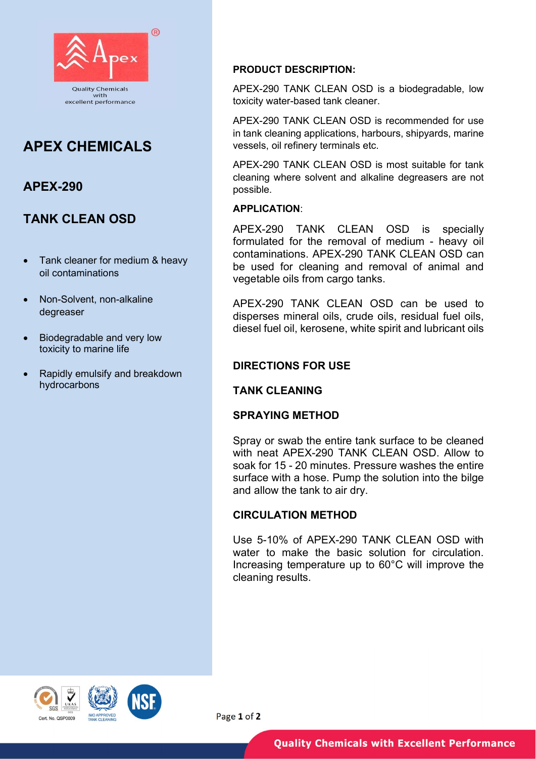Quality Chemicals with excellent performance

# APEX CHEMICALS

## APEX-290

## TANK CLEAN OSD

- Tank cleaner for medium & heavy oil contaminations
- Non-Solvent, non-alkaline degreaser
- Biodegradable and very low toxicity to marine life
- Rapidly emulsify and breakdown hydrocarbons

**PRODUCT DESCRIPTION:**

APEX-290 TANK CLEAN OSD is a biodegradable, low toxicity water-based tank cleaner.

APEX-290 TANK CLEAN OSD is recommended for use in tank cleaning applications, harbours, shipyards, marine vessels, oil refinery terminals etc.

APEX-290 TANK CLEAN OSD is most suitable for tank cleaning where solvent and alkaline degreasers are not possible.

**APPLICATION**:

APEX-290 TANK CLEAN OSD is specially formulated for the removal of medium - heavy oil contaminations. APEX-290 TANK CLEAN OSD can be used for cleaning and removal of animal and vegetable oils from cargo tanks.

APEX-290 TANK CLEAN OSD can be used to disperses mineral oils, crude oils, residual fuel oils, diesel fuel oil, kerosene, white spirit and lubricant oils

### DIRECTIONS FOR USE

### TANK CLEANING

### SPRAYING METHOD

Spray or swab the entire tank surface to be cleaned with neat APEX-290 TANK CLEAN OSD. Allow to soak for 15 - 20 minutes. Pressure washes the entire surface with a hose. Pump the solution into the bilge and allow the tank to air dry.

### CIRCULATION METHOD

Use 5-10% of APEX-290 TANK CLEAN OSD with water to make the basic solution for circulation. Increasing temperature up to 60°C will improve the cleaning results.

Cert. No. QSP0009 IMO APPROVED TANK CLEANING

Quality Chemicals with Excellent Performance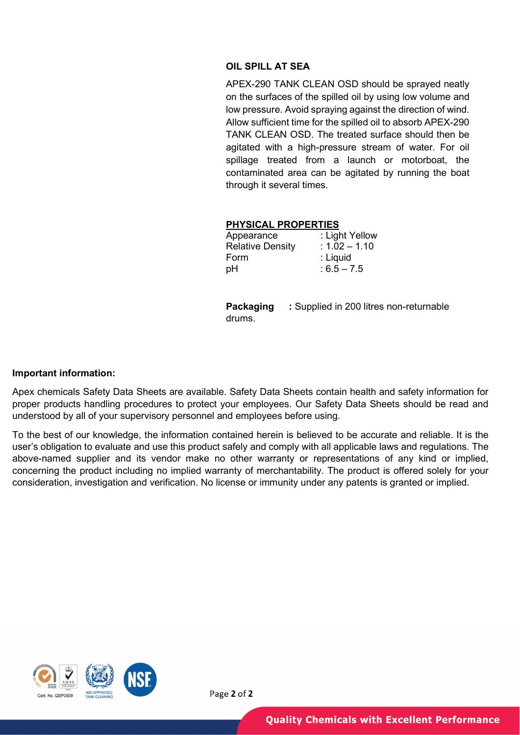### OIL SPILL AT SEA

APEX-290 TANK CLEAN OSD should be sprayed neatly on the surfaces of the spilled oil by using low volume and low pressure. Avoid spraying against the direction of wind. Allow sufficient time for the spilled oil to absorb APEX-290 TANK CLEAN OSD. The treated surface should then be agitated with a high-pressure stream of water. For oil spillage treated from a launch or motorboat, the contaminated area can be agitated by running the boat through it several times.

### PHYSICAL PROPERTIES

| | |
|---|---|
| Appearance | : Light Yellow |
| Relative Density | : 1.02 – 1.10 |
| Form | : Liquid |
| pH | : 6.5 – 7.5 |

**Packaging** **:** Supplied in 200 litres non-returnable drums.

**Important information:**

Apex chemicals Safety Data Sheets are available. Safety Data Sheets contain health and safety information for proper products handling procedures to protect your employees. Our Safety Data Sheets should be read and understood by all of your supervisory personnel and employees before using.

To the best of our knowledge, the information contained herein is believed to be accurate and reliable. It is the user's obligation to evaluate and use this product safely and comply with all applicable laws and regulations. The above-named supplier and its vendor make no other warranty or representations of any kind or implied, concerning the product including no implied warranty of merchantability. The product is offered solely for your consideration, investigation and verification. No license or immunity under any patents is granted or implied.

Cert. No. QSP0009

IMO APPROVED TANK CLEANING

Quality Chemicals with Excellent Performance